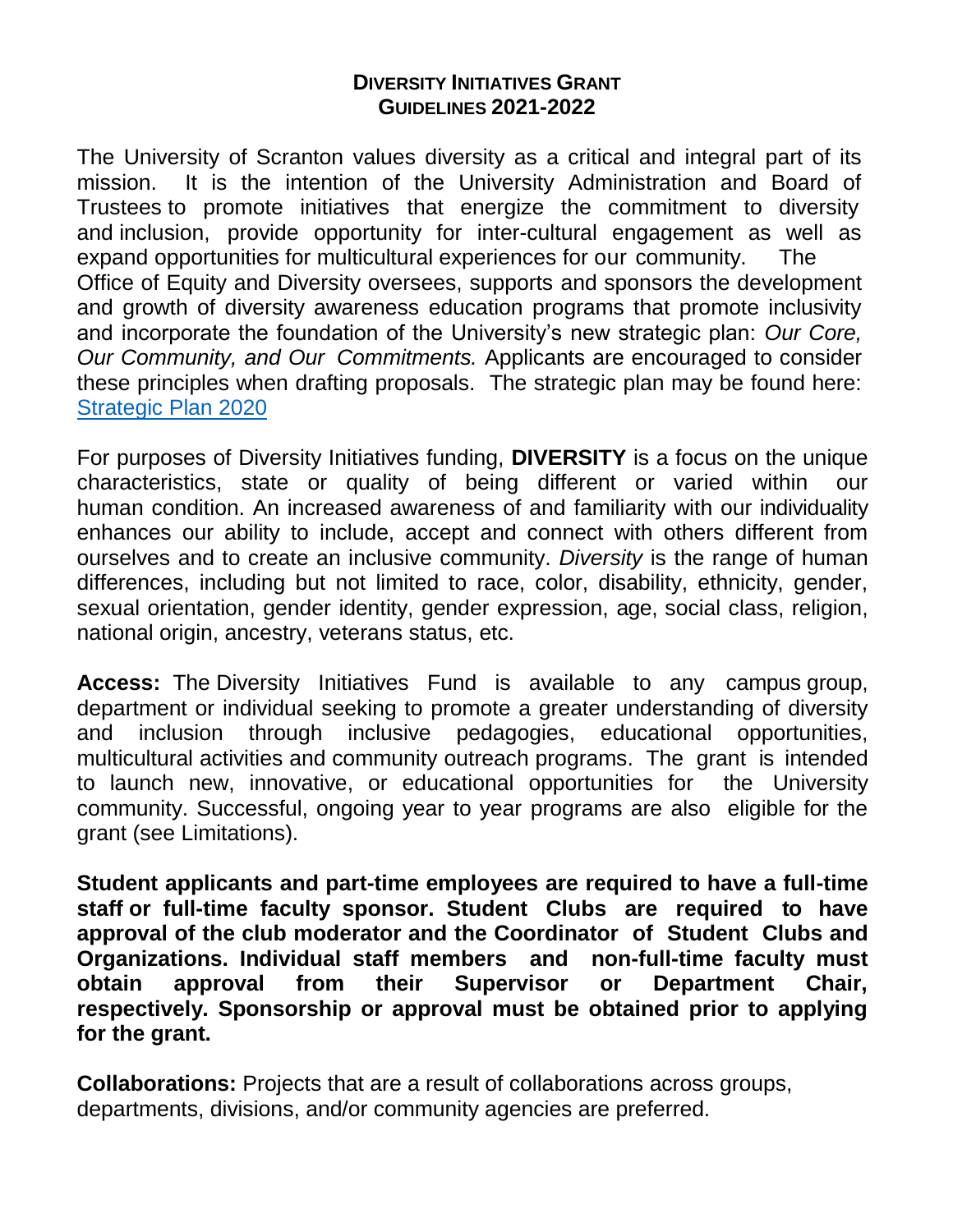# DIVERSITY INITIATIVES GRANT GUIDELINES 2021-2022

The University of Scranton values diversity as a critical and integral part of its mission. It is the intention of the University Administration and Board of Trustees to promote initiatives that energize the commitment to diversity and inclusion, provide opportunity for inter-cultural engagement as well as expand opportunities for multicultural experiences for our community. The Office of Equity and Diversity oversees, supports and sponsors the development and growth of diversity awareness education programs that promote inclusivity and incorporate the foundation of the University's new strategic plan: *Our Core, Our Community, and Our Commitments.* Applicants are encouraged to consider these principles when drafting proposals. The strategic plan may be found here: Strategic Plan 2020

For purposes of Diversity Initiatives funding, **DIVERSITY** is a focus on the unique characteristics, state or quality of being different or varied within our human condition. An increased awareness of and familiarity with our individuality enhances our ability to include, accept and connect with others different from ourselves and to create an inclusive community. *Diversity* is the range of human differences, including but not limited to race, color, disability, ethnicity, gender, sexual orientation, gender identity, gender expression, age, social class, religion, national origin, ancestry, veterans status, etc.

**Access:** The Diversity Initiatives Fund is available to any campus group, department or individual seeking to promote a greater understanding of diversity and inclusion through inclusive pedagogies, educational opportunities, multicultural activities and community outreach programs. The grant is intended to launch new, innovative, or educational opportunities for the University community. Successful, ongoing year to year programs are also eligible for the grant (see Limitations).

**Student applicants and part-time employees are required to have a full-time staff or full-time faculty sponsor. Student Clubs are required to have approval of the club moderator and the Coordinator of Student Clubs and Organizations. Individual staff members and non-full-time faculty must obtain approval from their Supervisor or Department Chair, respectively. Sponsorship or approval must be obtained prior to applying for the grant.**

**Collaborations:** Projects that are a result of collaborations across groups, departments, divisions, and/or community agencies are preferred.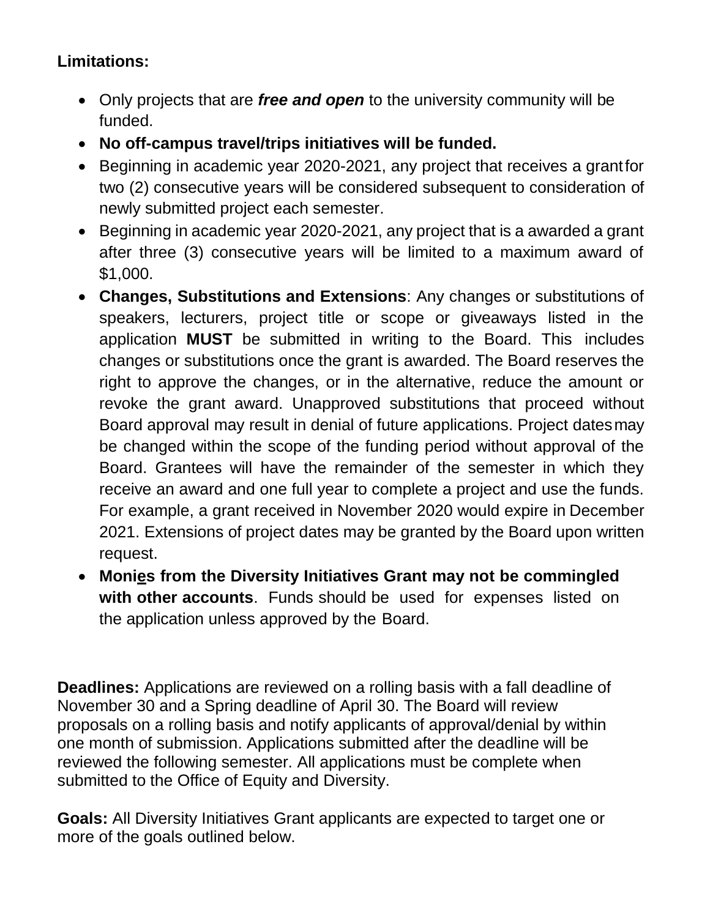**Limitations:**

- Only projects that are ***free and open*** to the university community will be funded.
- **No off-campus travel/trips initiatives will be funded.**
- Beginning in academic year 2020-2021, any project that receives a grant for two (2) consecutive years will be considered subsequent to consideration of newly submitted project each semester.
- Beginning in academic year 2020-2021, any project that is a awarded a grant after three (3) consecutive years will be limited to a maximum award of $1,000.
- **Changes, Substitutions and Extensions**: Any changes or substitutions of speakers, lecturers, project title or scope or giveaways listed in the application **MUST** be submitted in writing to the Board. This includes changes or substitutions once the grant is awarded. The Board reserves the right to approve the changes, or in the alternative, reduce the amount or revoke the grant award. Unapproved substitutions that proceed without Board approval may result in denial of future applications. Project dates may be changed within the scope of the funding period without approval of the Board. Grantees will have the remainder of the semester in which they receive an award and one full year to complete a project and use the funds. For example, a grant received in November 2020 would expire in December 2021. Extensions of project dates may be granted by the Board upon written request.
- **Monies from the Diversity Initiatives Grant may not be commingled with other accounts**. Funds should be used for expenses listed on the application unless approved by the Board.

**Deadlines:** Applications are reviewed on a rolling basis with a fall deadline of November 30 and a Spring deadline of April 30. The Board will review proposals on a rolling basis and notify applicants of approval/denial by within one month of submission. Applications submitted after the deadline will be reviewed the following semester. All applications must be complete when submitted to the Office of Equity and Diversity.

**Goals:** All Diversity Initiatives Grant applicants are expected to target one or more of the goals outlined below.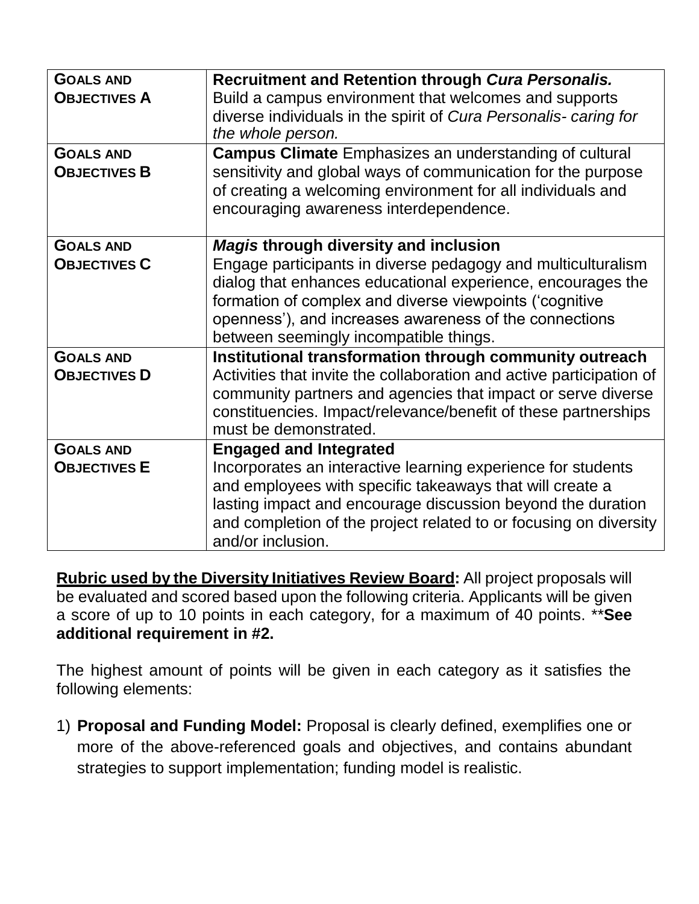| | |
|---|---|
| **GOALS AND OBJECTIVES A** | **Recruitment and Retention through *Cura Personalis.*** Build a campus environment that welcomes and supports diverse individuals in the spirit of *Cura Personalis- caring for the whole person.* |
| **GOALS AND OBJECTIVES B** | **Campus Climate** Emphasizes an understanding of cultural sensitivity and global ways of communication for the purpose of creating a welcoming environment for all individuals and encouraging awareness interdependence. |
| **GOALS AND OBJECTIVES C** | ***Magis* through diversity and inclusion** Engage participants in diverse pedagogy and multiculturalism dialog that enhances educational experience, encourages the formation of complex and diverse viewpoints ('cognitive openness'), and increases awareness of the connections between seemingly incompatible things. |
| **GOALS AND OBJECTIVES D** | **Institutional transformation through community outreach** Activities that invite the collaboration and active participation of community partners and agencies that impact or serve diverse constituencies. Impact/relevance/benefit of these partnerships must be demonstrated. |
| **GOALS AND OBJECTIVES E** | **Engaged and Integrated** Incorporates an interactive learning experience for students and employees with specific takeaways that will create a lasting impact and encourage discussion beyond the duration and completion of the project related to or focusing on diversity and/or inclusion. |

**Rubric used by the Diversity Initiatives Review Board:** All project proposals will be evaluated and scored based upon the following criteria. Applicants will be given a score of up to 10 points in each category, for a maximum of 40 points. ****See additional requirement in #2.**

The highest amount of points will be given in each category as it satisfies the following elements:

1) **Proposal and Funding Model:** Proposal is clearly defined, exemplifies one or more of the above-referenced goals and objectives, and contains abundant strategies to support implementation; funding model is realistic.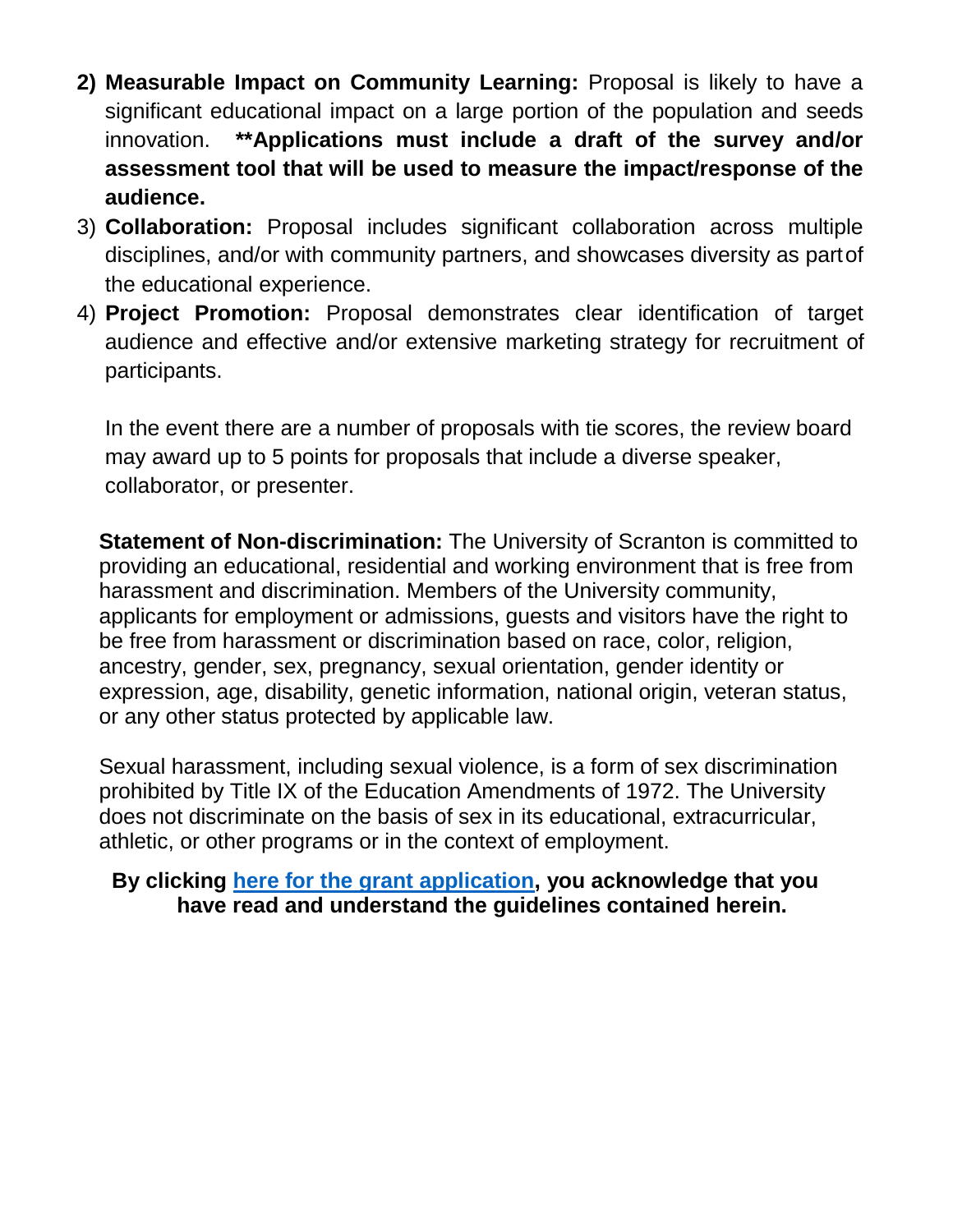2) **Measurable Impact on Community Learning:** Proposal is likely to have a significant educational impact on a large portion of the population and seeds innovation. **\*\*Applications must include a draft of the survey and/or assessment tool that will be used to measure the impact/response of the audience.**
3) **Collaboration:** Proposal includes significant collaboration across multiple disciplines, and/or with community partners, and showcases diversity as part of the educational experience.
4) **Project Promotion:** Proposal demonstrates clear identification of target audience and effective and/or extensive marketing strategy for recruitment of participants.

In the event there are a number of proposals with tie scores, the review board may award up to 5 points for proposals that include a diverse speaker, collaborator, or presenter.

**Statement of Non-discrimination:** The University of Scranton is committed to providing an educational, residential and working environment that is free from harassment and discrimination. Members of the University community, applicants for employment or admissions, guests and visitors have the right to be free from harassment or discrimination based on race, color, religion, ancestry, gender, sex, pregnancy, sexual orientation, gender identity or expression, age, disability, genetic information, national origin, veteran status, or any other status protected by applicable law.

Sexual harassment, including sexual violence, is a form of sex discrimination prohibited by Title IX of the Education Amendments of 1972. The University does not discriminate on the basis of sex in its educational, extracurricular, athletic, or other programs or in the context of employment.

**By clicking here for the grant application, you acknowledge that you have read and understand the guidelines contained herein.**